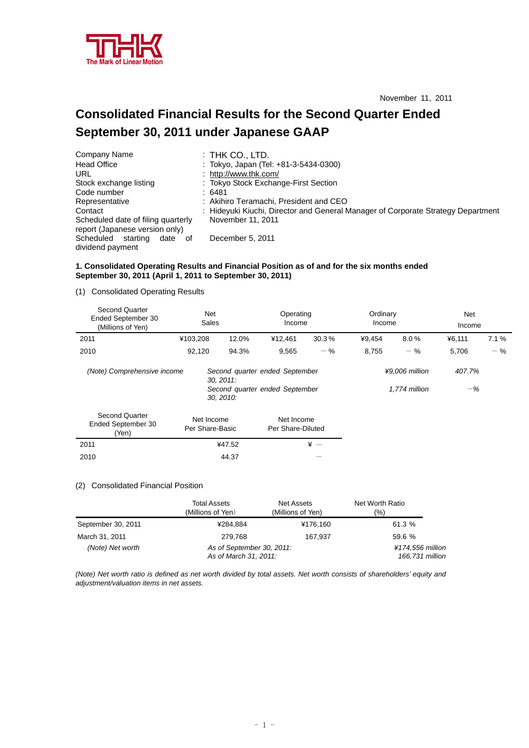THK

The Mark of Linear Motion

November 11, 2011

# Consolidated Financial Results for the Second Quarter Ended September 30, 2011 under Japanese GAAP

| | |
|---|---|
| Company Name | : THK CO., LTD. |
| Head Office | : Tokyo, Japan (Tel: +81-3-5434-0300) |
| URL | : http://www.thk.com/ |
| Stock exchange listing | : Tokyo Stock Exchange-First Section |
| Code number | : 6481 |
| Representative | : Akihiro Teramachi, President and CEO |
| Contact | : Hideyuki Kiuchi, Director and General Manager of Corporate Strategy Department |
| Scheduled date of filing quarterly report (Japanese version only) | November 11, 2011 |
| Scheduled starting date of dividend payment | December 5, 2011 |

**1. Consolidated Operating Results and Financial Position as of and for the six months ended September 30, 2011 (April 1, 2011 to September 30, 2011)**

(1) Consolidated Operating Results

| Second Quarter Ended September 30 (Millions of Yen) | Net Sales | | Operating Income | | Ordinary Income | | Net Income | |
|---|---|---|---|---|---|---|---|---|
| 2011 | ¥103,208 | 12.0% | ¥12,461 | 30.3 % | ¥9,454 | 8.0 % | ¥6,111 | 7.1 % |
| 2010 | 92,120 | 94.3% | 9,565 | − % | 8,755 | − % | 5,706 | − % |

*(Note) Comprehensive income*

| | | |
|---|---|---|
| *Second quarter ended September 30, 2011:* | *¥9,006 million* | *407.7%* |
| *Second quarter ended September 30, 2010:* | *1,774 million* | *−%* |

| Second Quarter Ended September 30 (Yen) | Net Income Per Share-Basic | Net Income Per Share-Diluted |
|---|---|---|
| 2011 | ¥47.52 | ¥ − |
| 2010 | 44.37 | − |

(2) Consolidated Financial Position

| | Total Assets (Millions of Yen) | Net Assets (Millions of Yen) | Net Worth Ratio (%) |
|---|---|---|---|
| September 30, 2011 | ¥284,884 | ¥176,160 | 61.3 % |
| March 31, 2011 | 279,768 | 167,937 | 59.6 % |

*(Note) Net worth*

| | |
|---|---|
| *As of September 30, 2011:* | *¥174,556 million* |
| *As of March 31, 2011:* | *166,731 million* |

*(Note) Net worth ratio is defined as net worth divided by total assets. Net worth consists of shareholders' equity and adjustment/valuation items in net assets.*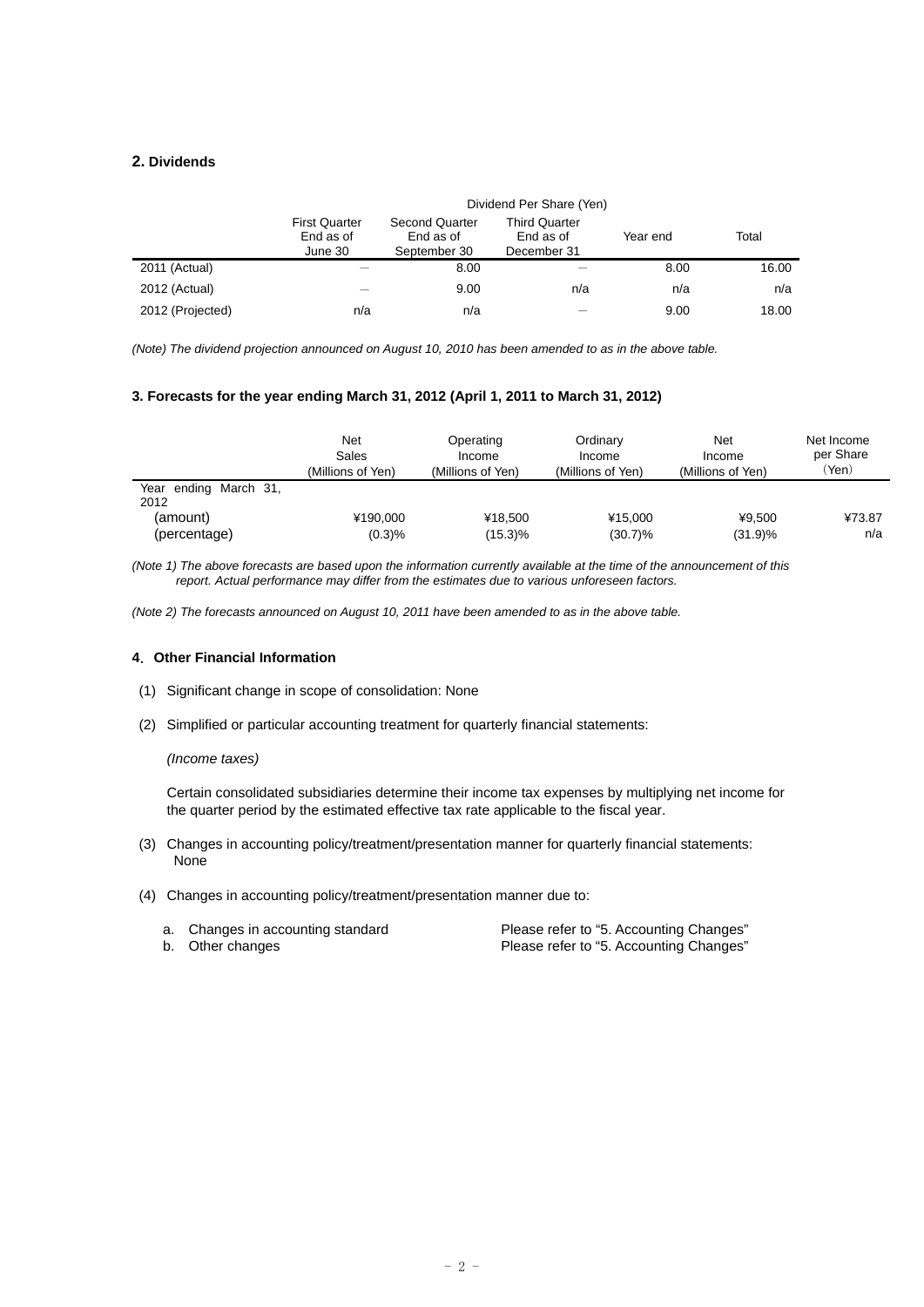## 2. Dividends

| | Dividend Per Share (Yen) | | | | |
|---|---|---|---|---|---|
| | First Quarter End as of June 30 | Second Quarter End as of September 30 | Third Quarter End as of December 31 | Year end | Total |
| 2011 (Actual) | — | 8.00 | — | 8.00 | 16.00 |
| 2012 (Actual) | — | 9.00 | n/a | n/a | n/a |
| 2012 (Projected) | n/a | n/a | — | 9.00 | 18.00 |

*(Note) The dividend projection announced on August 10, 2010 has been amended to as in the above table.*

### 3. Forecasts for the year ending March 31, 2012 (April 1, 2011 to March 31, 2012)

| | Net Sales (Millions of Yen) | Operating Income (Millions of Yen) | Ordinary Income (Millions of Yen) | Net Income (Millions of Yen) | Net Income per Share (Yen) |
|---|---|---|---|---|---|
| Year ending March 31, 2012 | | | | | |
| (amount) | ¥190,000 | ¥18,500 | ¥15,000 | ¥9,500 | ¥73.87 |
| (percentage) | (0.3)% | (15.3)% | (30.7)% | (31.9)% | n/a |

*(Note 1) The above forecasts are based upon the information currently available at the time of the announcement of this report. Actual performance may differ from the estimates due to various unforeseen factors.*

*(Note 2) The forecasts announced on August 10, 2011 have been amended to as in the above table.*

### 4. Other Financial Information

(1) Significant change in scope of consolidation: None

(2) Simplified or particular accounting treatment for quarterly financial statements:

*(Income taxes)*

Certain consolidated subsidiaries determine their income tax expenses by multiplying net income for the quarter period by the estimated effective tax rate applicable to the fiscal year.

(3) Changes in accounting policy/treatment/presentation manner for quarterly financial statements: None

(4) Changes in accounting policy/treatment/presentation manner due to:

a. Changes in accounting standard — Please refer to "5. Accounting Changes"
b. Other changes — Please refer to "5. Accounting Changes"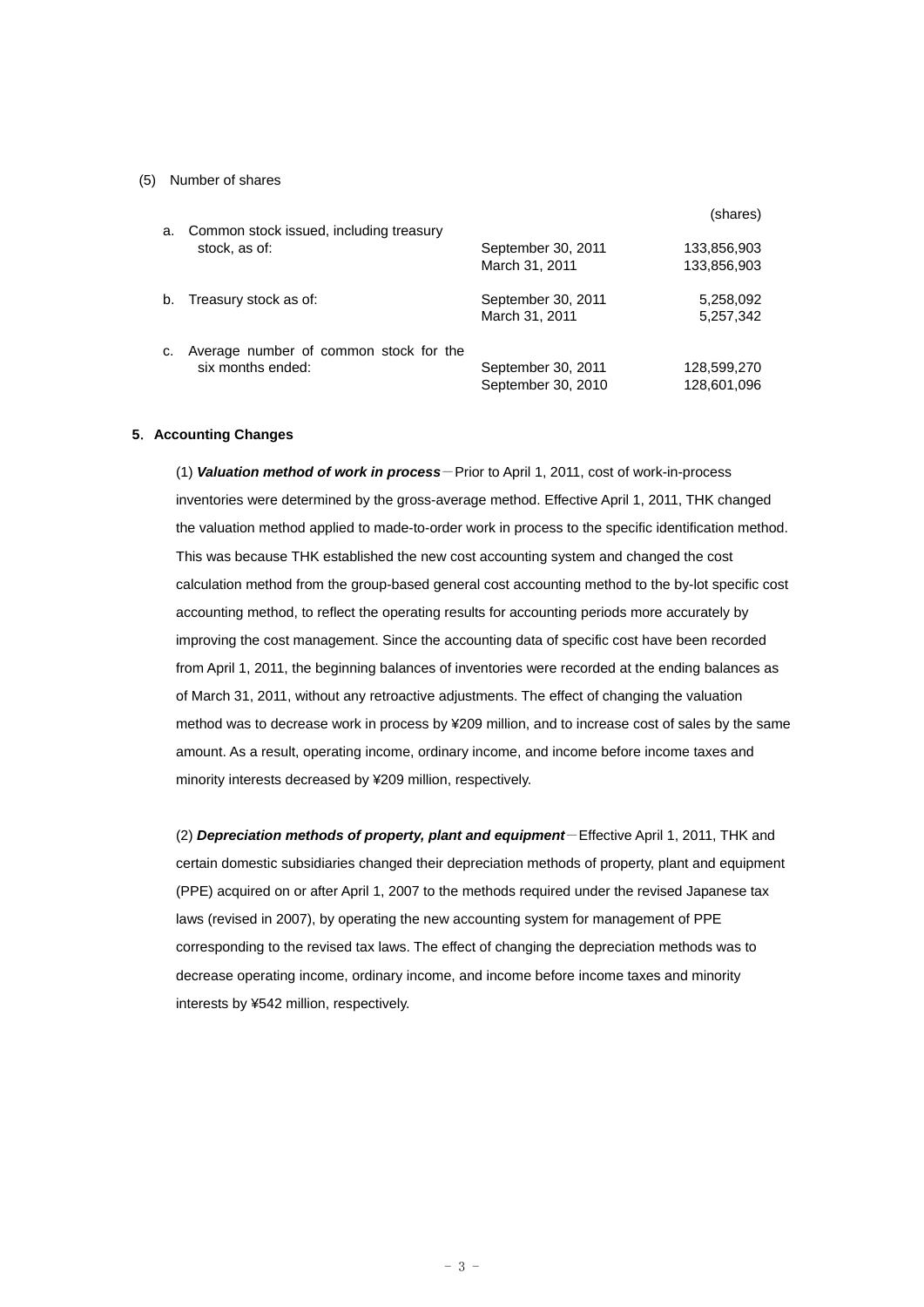(5) Number of shares

| | | | (shares) |
|---|---|---|---|
| a. | Common stock issued, including treasury stock, as of: | September 30, 2011 | 133,856,903 |
| | | March 31, 2011 | 133,856,903 |
| b. | Treasury stock as of: | September 30, 2011 | 5,258,092 |
| | | March 31, 2011 | 5,257,342 |
| c. | Average number of common stock for the six months ended: | September 30, 2011 | 128,599,270 |
| | | September 30, 2010 | 128,601,096 |

**5. Accounting Changes**

(1) ***Valuation method of work in process*** －Prior to April 1, 2011, cost of work-in-process inventories were determined by the gross-average method. Effective April 1, 2011, THK changed the valuation method applied to made-to-order work in process to the specific identification method. This was because THK established the new cost accounting system and changed the cost calculation method from the group-based general cost accounting method to the by-lot specific cost accounting method, to reflect the operating results for accounting periods more accurately by improving the cost management. Since the accounting data of specific cost have been recorded from April 1, 2011, the beginning balances of inventories were recorded at the ending balances as of March 31, 2011, without any retroactive adjustments. The effect of changing the valuation method was to decrease work in process by ¥209 million, and to increase cost of sales by the same amount. As a result, operating income, ordinary income, and income before income taxes and minority interests decreased by ¥209 million, respectively.

(2) ***Depreciation methods of property, plant and equipment*** －Effective April 1, 2011, THK and certain domestic subsidiaries changed their depreciation methods of property, plant and equipment (PPE) acquired on or after April 1, 2007 to the methods required under the revised Japanese tax laws (revised in 2007), by operating the new accounting system for management of PPE corresponding to the revised tax laws. The effect of changing the depreciation methods was to decrease operating income, ordinary income, and income before income taxes and minority interests by ¥542 million, respectively.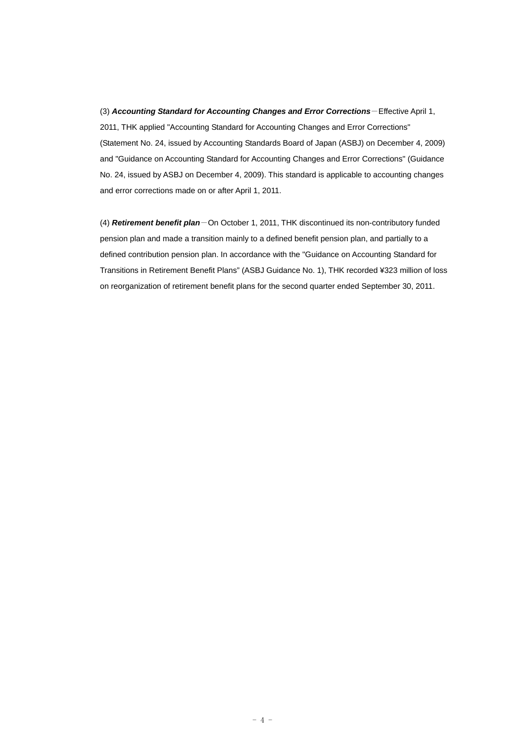(3) ***Accounting Standard for Accounting Changes and Error Corrections***－Effective April 1, 2011, THK applied "Accounting Standard for Accounting Changes and Error Corrections" (Statement No. 24, issued by Accounting Standards Board of Japan (ASBJ) on December 4, 2009) and "Guidance on Accounting Standard for Accounting Changes and Error Corrections" (Guidance No. 24, issued by ASBJ on December 4, 2009). This standard is applicable to accounting changes and error corrections made on or after April 1, 2011.

(4) ***Retirement benefit plan***－On October 1, 2011, THK discontinued its non-contributory funded pension plan and made a transition mainly to a defined benefit pension plan, and partially to a defined contribution pension plan. In accordance with the "Guidance on Accounting Standard for Transitions in Retirement Benefit Plans" (ASBJ Guidance No. 1), THK recorded ¥323 million of loss on reorganization of retirement benefit plans for the second quarter ended September 30, 2011.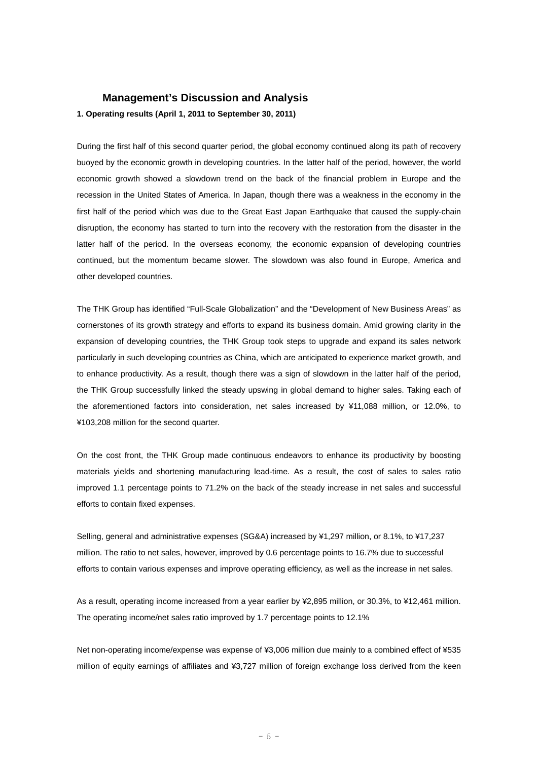## Management's Discussion and Analysis

**1. Operating results (April 1, 2011 to September 30, 2011)**

During the first half of this second quarter period, the global economy continued along its path of recovery buoyed by the economic growth in developing countries. In the latter half of the period, however, the world economic growth showed a slowdown trend on the back of the financial problem in Europe and the recession in the United States of America. In Japan, though there was a weakness in the economy in the first half of the period which was due to the Great East Japan Earthquake that caused the supply-chain disruption, the economy has started to turn into the recovery with the restoration from the disaster in the latter half of the period. In the overseas economy, the economic expansion of developing countries continued, but the momentum became slower. The slowdown was also found in Europe, America and other developed countries.

The THK Group has identified "Full-Scale Globalization" and the "Development of New Business Areas" as cornerstones of its growth strategy and efforts to expand its business domain. Amid growing clarity in the expansion of developing countries, the THK Group took steps to upgrade and expand its sales network particularly in such developing countries as China, which are anticipated to experience market growth, and to enhance productivity. As a result, though there was a sign of slowdown in the latter half of the period, the THK Group successfully linked the steady upswing in global demand to higher sales. Taking each of the aforementioned factors into consideration, net sales increased by ¥11,088 million, or 12.0%, to ¥103,208 million for the second quarter.

On the cost front, the THK Group made continuous endeavors to enhance its productivity by boosting materials yields and shortening manufacturing lead-time. As a result, the cost of sales to sales ratio improved 1.1 percentage points to 71.2% on the back of the steady increase in net sales and successful efforts to contain fixed expenses.

Selling, general and administrative expenses (SG&A) increased by ¥1,297 million, or 8.1%, to ¥17,237 million. The ratio to net sales, however, improved by 0.6 percentage points to 16.7% due to successful efforts to contain various expenses and improve operating efficiency, as well as the increase in net sales.

As a result, operating income increased from a year earlier by ¥2,895 million, or 30.3%, to ¥12,461 million. The operating income/net sales ratio improved by 1.7 percentage points to 12.1%

Net non-operating income/expense was expense of ¥3,006 million due mainly to a combined effect of ¥535 million of equity earnings of affiliates and ¥3,727 million of foreign exchange loss derived from the keen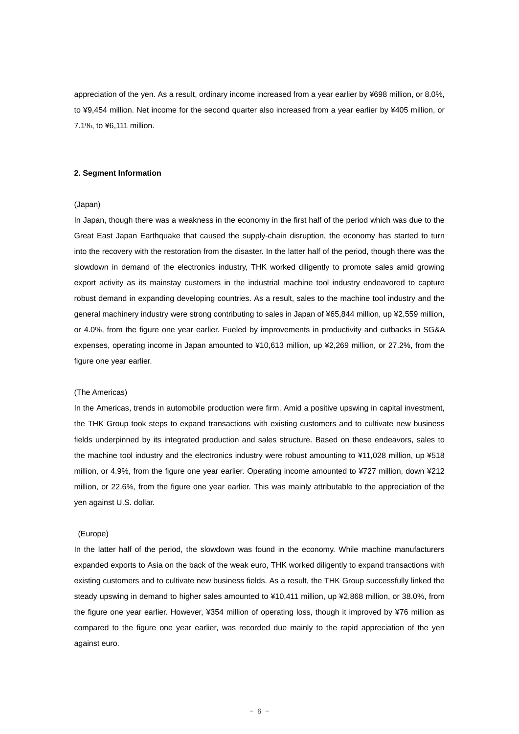appreciation of the yen. As a result, ordinary income increased from a year earlier by ¥698 million, or 8.0%, to ¥9,454 million. Net income for the second quarter also increased from a year earlier by ¥405 million, or 7.1%, to ¥6,111 million.

**2. Segment Information**

(Japan)

In Japan, though there was a weakness in the economy in the first half of the period which was due to the Great East Japan Earthquake that caused the supply-chain disruption, the economy has started to turn into the recovery with the restoration from the disaster. In the latter half of the period, though there was the slowdown in demand of the electronics industry, THK worked diligently to promote sales amid growing export activity as its mainstay customers in the industrial machine tool industry endeavored to capture robust demand in expanding developing countries. As a result, sales to the machine tool industry and the general machinery industry were strong contributing to sales in Japan of ¥65,844 million, up ¥2,559 million, or 4.0%, from the figure one year earlier. Fueled by improvements in productivity and cutbacks in SG&A expenses, operating income in Japan amounted to ¥10,613 million, up ¥2,269 million, or 27.2%, from the figure one year earlier.

(The Americas)

In the Americas, trends in automobile production were firm. Amid a positive upswing in capital investment, the THK Group took steps to expand transactions with existing customers and to cultivate new business fields underpinned by its integrated production and sales structure. Based on these endeavors, sales to the machine tool industry and the electronics industry were robust amounting to ¥11,028 million, up ¥518 million, or 4.9%, from the figure one year earlier. Operating income amounted to ¥727 million, down ¥212 million, or 22.6%, from the figure one year earlier. This was mainly attributable to the appreciation of the yen against U.S. dollar.

(Europe)

In the latter half of the period, the slowdown was found in the economy. While machine manufacturers expanded exports to Asia on the back of the weak euro, THK worked diligently to expand transactions with existing customers and to cultivate new business fields. As a result, the THK Group successfully linked the steady upswing in demand to higher sales amounted to ¥10,411 million, up ¥2,868 million, or 38.0%, from the figure one year earlier. However, ¥354 million of operating loss, though it improved by ¥76 million as compared to the figure one year earlier, was recorded due mainly to the rapid appreciation of the yen against euro.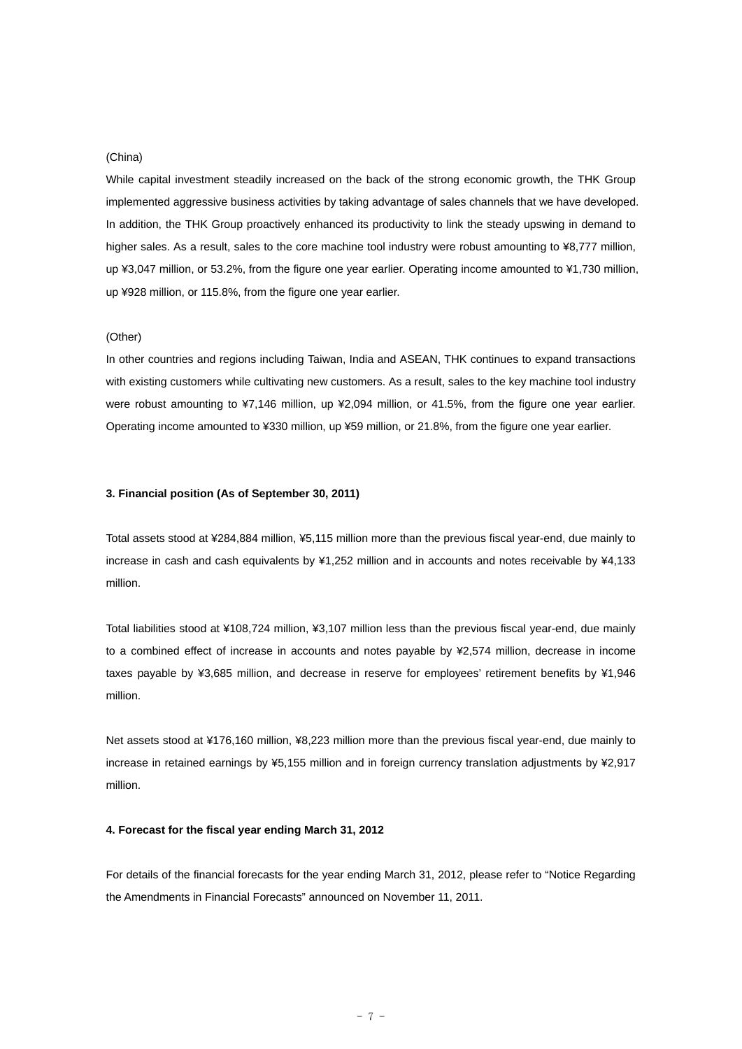(China)

While capital investment steadily increased on the back of the strong economic growth, the THK Group implemented aggressive business activities by taking advantage of sales channels that we have developed. In addition, the THK Group proactively enhanced its productivity to link the steady upswing in demand to higher sales. As a result, sales to the core machine tool industry were robust amounting to ¥8,777 million, up ¥3,047 million, or 53.2%, from the figure one year earlier. Operating income amounted to ¥1,730 million, up ¥928 million, or 115.8%, from the figure one year earlier.

(Other)

In other countries and regions including Taiwan, India and ASEAN, THK continues to expand transactions with existing customers while cultivating new customers. As a result, sales to the key machine tool industry were robust amounting to ¥7,146 million, up ¥2,094 million, or 41.5%, from the figure one year earlier. Operating income amounted to ¥330 million, up ¥59 million, or 21.8%, from the figure one year earlier.

**3. Financial position (As of September 30, 2011)**

Total assets stood at ¥284,884 million, ¥5,115 million more than the previous fiscal year-end, due mainly to increase in cash and cash equivalents by ¥1,252 million and in accounts and notes receivable by ¥4,133 million.

Total liabilities stood at ¥108,724 million, ¥3,107 million less than the previous fiscal year-end, due mainly to a combined effect of increase in accounts and notes payable by ¥2,574 million, decrease in income taxes payable by ¥3,685 million, and decrease in reserve for employees' retirement benefits by ¥1,946 million.

Net assets stood at ¥176,160 million, ¥8,223 million more than the previous fiscal year-end, due mainly to increase in retained earnings by ¥5,155 million and in foreign currency translation adjustments by ¥2,917 million.

**4. Forecast for the fiscal year ending March 31, 2012**

For details of the financial forecasts for the year ending March 31, 2012, please refer to "Notice Regarding the Amendments in Financial Forecasts" announced on November 11, 2011.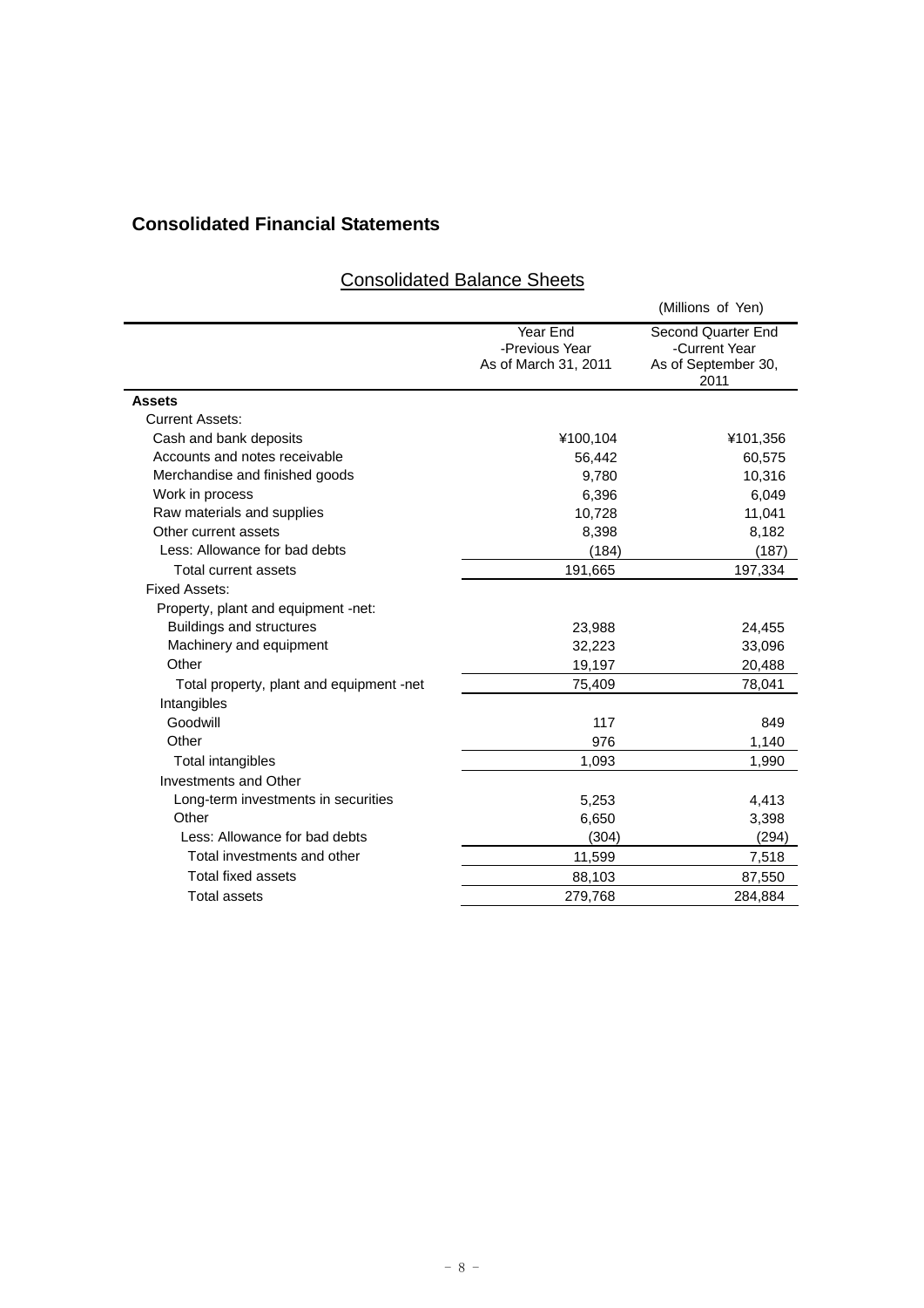## Consolidated Financial Statements

### Consolidated Balance Sheets

(Millions of Yen)

| | Year End -Previous Year As of March 31, 2011 | Second Quarter End -Current Year As of September 30, 2011 |
|---|---|---|
| **Assets** | | |
| Current Assets: | | |
| Cash and bank deposits | ¥100,104 | ¥101,356 |
| Accounts and notes receivable | 56,442 | 60,575 |
| Merchandise and finished goods | 9,780 | 10,316 |
| Work in process | 6,396 | 6,049 |
| Raw materials and supplies | 10,728 | 11,041 |
| Other current assets | 8,398 | 8,182 |
| Less: Allowance for bad debts | (184) | (187) |
| Total current assets | 191,665 | 197,334 |
| Fixed Assets: | | |
| Property, plant and equipment -net: | | |
| Buildings and structures | 23,988 | 24,455 |
| Machinery and equipment | 32,223 | 33,096 |
| Other | 19,197 | 20,488 |
| Total property, plant and equipment -net | 75,409 | 78,041 |
| Intangibles | | |
| Goodwill | 117 | 849 |
| Other | 976 | 1,140 |
| Total intangibles | 1,093 | 1,990 |
| Investments and Other | | |
| Long-term investments in securities | 5,253 | 4,413 |
| Other | 6,650 | 3,398 |
| Less: Allowance for bad debts | (304) | (294) |
| Total investments and other | 11,599 | 7,518 |
| Total fixed assets | 88,103 | 87,550 |
| Total assets | 279,768 | 284,884 |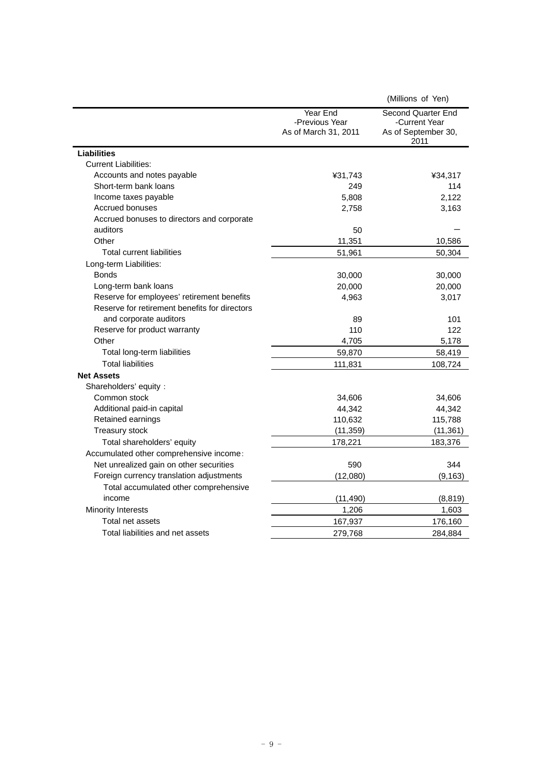(Millions of Yen)

| | Year End -Previous Year As of March 31, 2011 | Second Quarter End -Current Year As of September 30, 2011 |
|---|---|---|
| **Liabilities** | | |
| Current Liabilities: | | |
| Accounts and notes payable | ¥31,743 | ¥34,317 |
| Short-term bank loans | 249 | 114 |
| Income taxes payable | 5,808 | 2,122 |
| Accrued bonuses | 2,758 | 3,163 |
| Accrued bonuses to directors and corporate auditors | 50 | ― |
| Other | 11,351 | 10,586 |
| Total current liabilities | 51,961 | 50,304 |
| Long-term Liabilities: | | |
| Bonds | 30,000 | 30,000 |
| Long-term bank loans | 20,000 | 20,000 |
| Reserve for employees' retirement benefits | 4,963 | 3,017 |
| Reserve for retirement benefits for directors and corporate auditors | 89 | 101 |
| Reserve for product warranty | 110 | 122 |
| Other | 4,705 | 5,178 |
| Total long-term liabilities | 59,870 | 58,419 |
| Total liabilities | 111,831 | 108,724 |
| **Net Assets** | | |
| Shareholders' equity : | | |
| Common stock | 34,606 | 34,606 |
| Additional paid-in capital | 44,342 | 44,342 |
| Retained earnings | 110,632 | 115,788 |
| Treasury stock | (11,359) | (11,361) |
| Total shareholders' equity | 178,221 | 183,376 |
| Accumulated other comprehensive income : | | |
| Net unrealized gain on other securities | 590 | 344 |
| Foreign currency translation adjustments | (12,080) | (9,163) |
| Total accumulated other comprehensive income | (11,490) | (8,819) |
| Minority Interests | 1,206 | 1,603 |
| Total net assets | 167,937 | 176,160 |
| Total liabilities and net assets | 279,768 | 284,884 |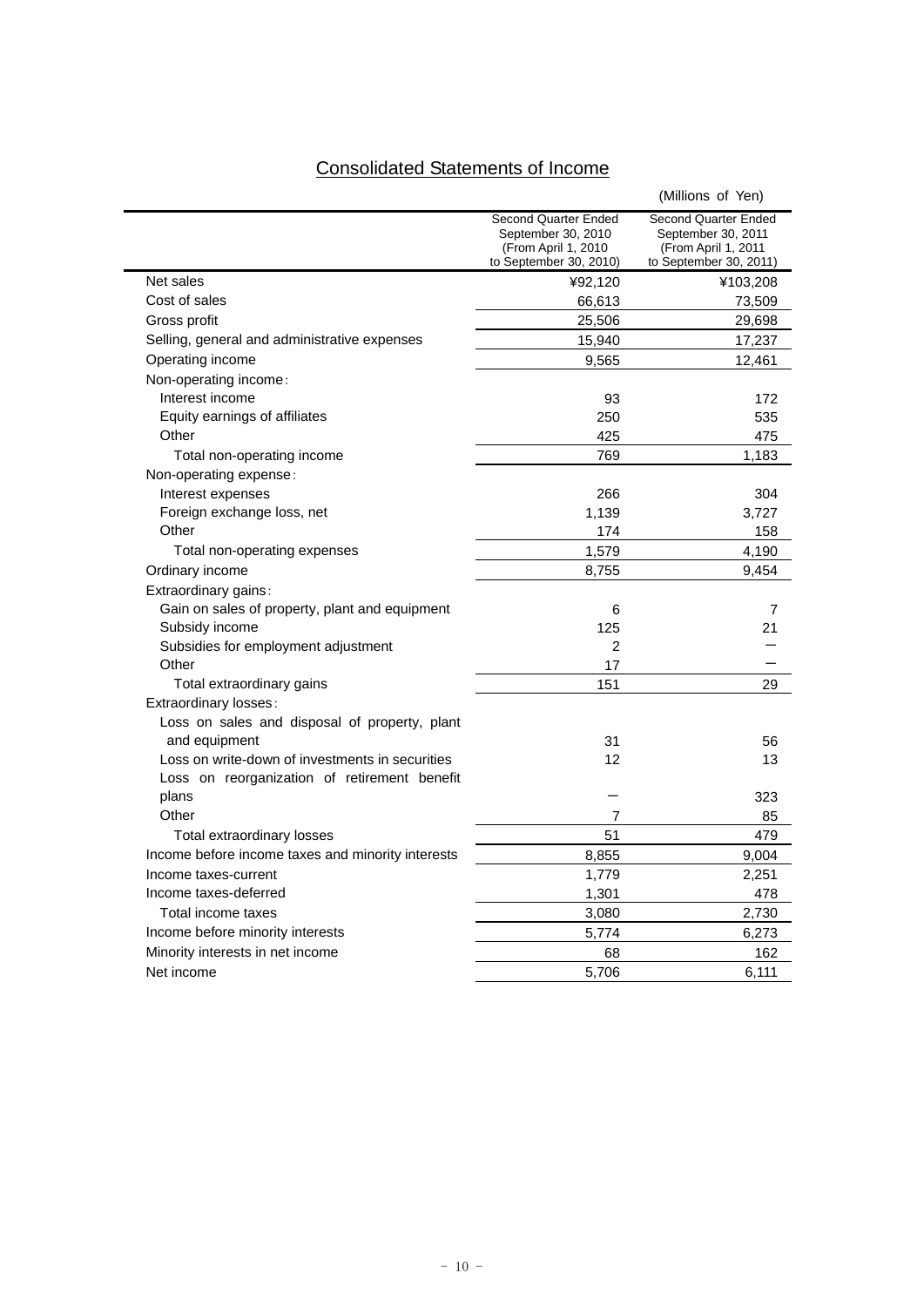## Consolidated Statements of Income

(Millions of Yen)

| | Second Quarter Ended September 30, 2010 (From April 1, 2010 to September 30, 2010) | Second Quarter Ended September 30, 2011 (From April 1, 2011 to September 30, 2011) |
|---|---|---|
| Net sales | ¥92,120 | ¥103,208 |
| Cost of sales | 66,613 | 73,509 |
| Gross profit | 25,506 | 29,698 |
| Selling, general and administrative expenses | 15,940 | 17,237 |
| Operating income | 9,565 | 12,461 |
| Non-operating income: | | |
| Interest income | 93 | 172 |
| Equity earnings of affiliates | 250 | 535 |
| Other | 425 | 475 |
| Total non-operating income | 769 | 1,183 |
| Non-operating expense: | | |
| Interest expenses | 266 | 304 |
| Foreign exchange loss, net | 1,139 | 3,727 |
| Other | 174 | 158 |
| Total non-operating expenses | 1,579 | 4,190 |
| Ordinary income | 8,755 | 9,454 |
| Extraordinary gains: | | |
| Gain on sales of property, plant and equipment | 6 | 7 |
| Subsidy income | 125 | 21 |
| Subsidies for employment adjustment | 2 | — |
| Other | 17 | — |
| Total extraordinary gains | 151 | 29 |
| Extraordinary losses: | | |
| Loss on sales and disposal of property, plant and equipment | 31 | 56 |
| Loss on write-down of investments in securities | 12 | 13 |
| Loss on reorganization of retirement benefit plans | — | 323 |
| Other | 7 | 85 |
| Total extraordinary losses | 51 | 479 |
| Income before income taxes and minority interests | 8,855 | 9,004 |
| Income taxes-current | 1,779 | 2,251 |
| Income taxes-deferred | 1,301 | 478 |
| Total income taxes | 3,080 | 2,730 |
| Income before minority interests | 5,774 | 6,273 |
| Minority interests in net income | 68 | 162 |
| Net income | 5,706 | 6,111 |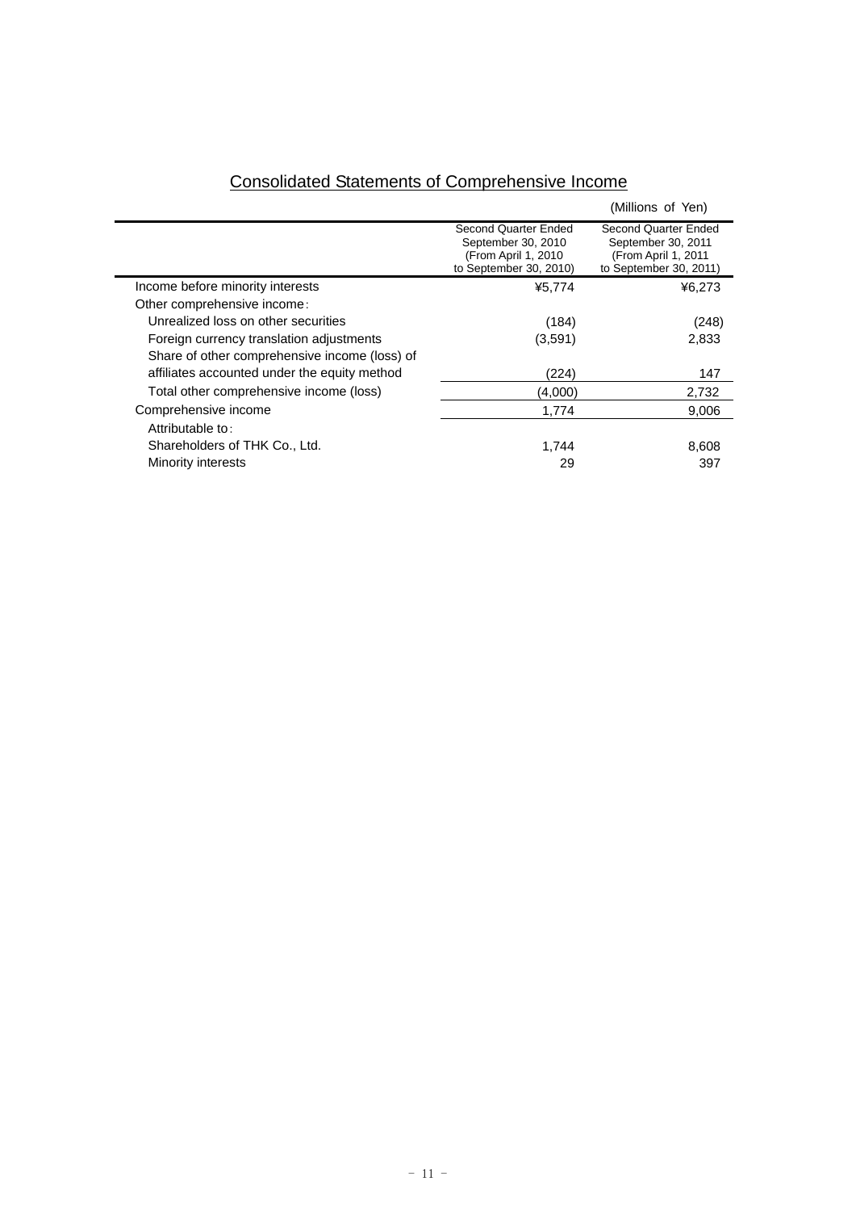# Consolidated Statements of Comprehensive Income

(Millions of Yen)

| | Second Quarter Ended September 30, 2010 (From April 1, 2010 to September 30, 2010) | Second Quarter Ended September 30, 2011 (From April 1, 2011 to September 30, 2011) |
|---|---|---|
| Income before minority interests | ¥5,774 | ¥6,273 |
| Other comprehensive income: | | |
| Unrealized loss on other securities | (184) | (248) |
| Foreign currency translation adjustments | (3,591) | 2,833 |
| Share of other comprehensive income (loss) of affiliates accounted under the equity method | (224) | 147 |
| Total other comprehensive income (loss) | (4,000) | 2,732 |
| Comprehensive income | 1,774 | 9,006 |
| Attributable to: | | |
| Shareholders of THK Co., Ltd. | 1,744 | 8,608 |
| Minority interests | 29 | 397 |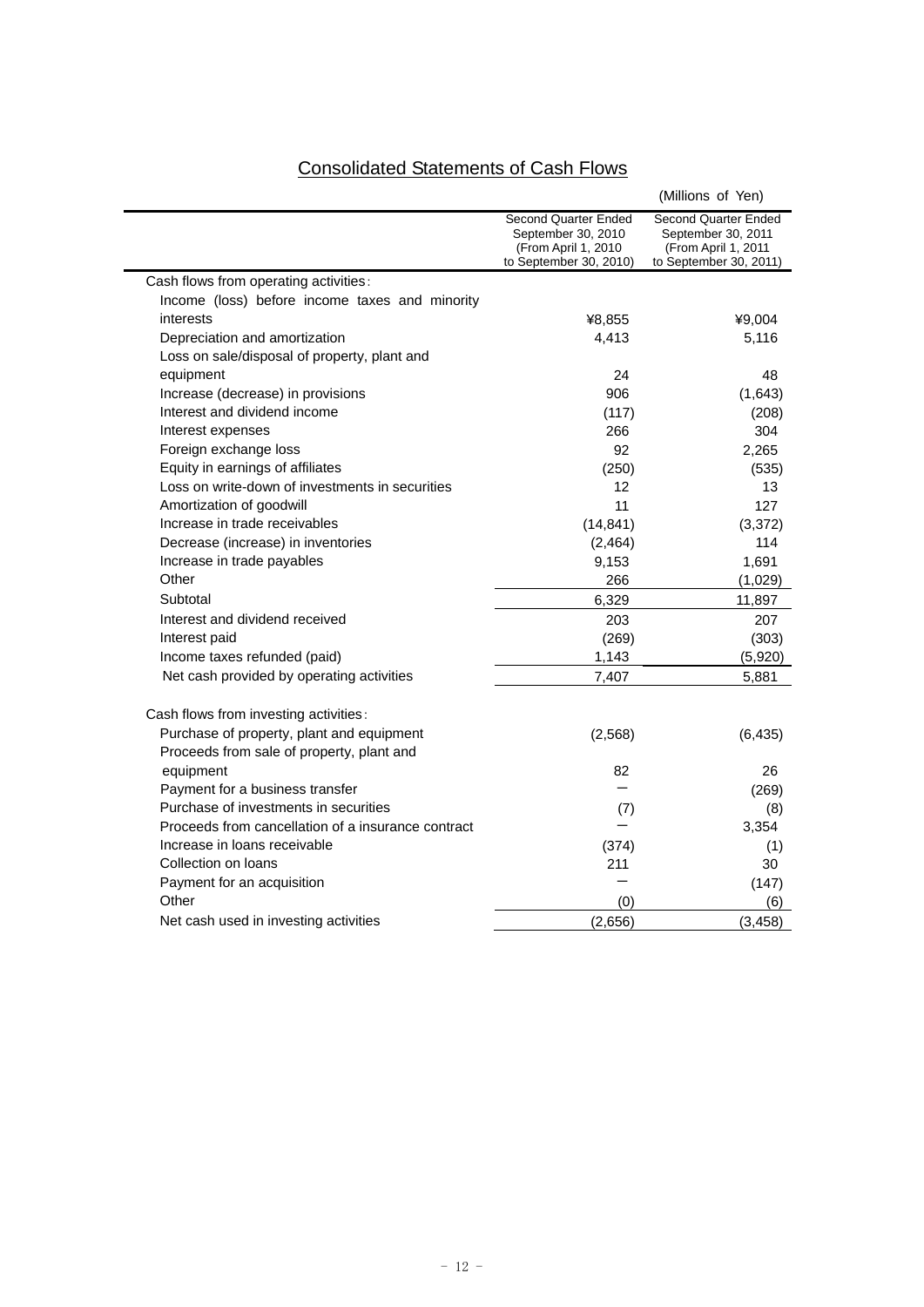## Consolidated Statements of Cash Flows

(Millions of Yen)

| | Second Quarter Ended September 30, 2010 (From April 1, 2010 to September 30, 2010) | Second Quarter Ended September 30, 2011 (From April 1, 2011 to September 30, 2011) |
|---|---|---|
| Cash flows from operating activities: | | |
| Income (loss) before income taxes and minority interests | ¥8,855 | ¥9,004 |
| Depreciation and amortization | 4,413 | 5,116 |
| Loss on sale/disposal of property, plant and equipment | 24 | 48 |
| Increase (decrease) in provisions | 906 | (1,643) |
| Interest and dividend income | (117) | (208) |
| Interest expenses | 266 | 304 |
| Foreign exchange loss | 92 | 2,265 |
| Equity in earnings of affiliates | (250) | (535) |
| Loss on write-down of investments in securities | 12 | 13 |
| Amortization of goodwill | 11 | 127 |
| Increase in trade receivables | (14,841) | (3,372) |
| Decrease (increase) in inventories | (2,464) | 114 |
| Increase in trade payables | 9,153 | 1,691 |
| Other | 266 | (1,029) |
| Subtotal | 6,329 | 11,897 |
| Interest and dividend received | 203 | 207 |
| Interest paid | (269) | (303) |
| Income taxes refunded (paid) | 1,143 | (5,920) |
| Net cash provided by operating activities | 7,407 | 5,881 |
| | | |
| Cash flows from investing activities: | | |
| Purchase of property, plant and equipment | (2,568) | (6,435) |
| Proceeds from sale of property, plant and equipment | 82 | 26 |
| Payment for a business transfer | — | (269) |
| Purchase of investments in securities | (7) | (8) |
| Proceeds from cancellation of a insurance contract | — | 3,354 |
| Increase in loans receivable | (374) | (1) |
| Collection on loans | 211 | 30 |
| Payment for an acquisition | — | (147) |
| Other | (0) | (6) |
| Net cash used in investing activities | (2,656) | (3,458) |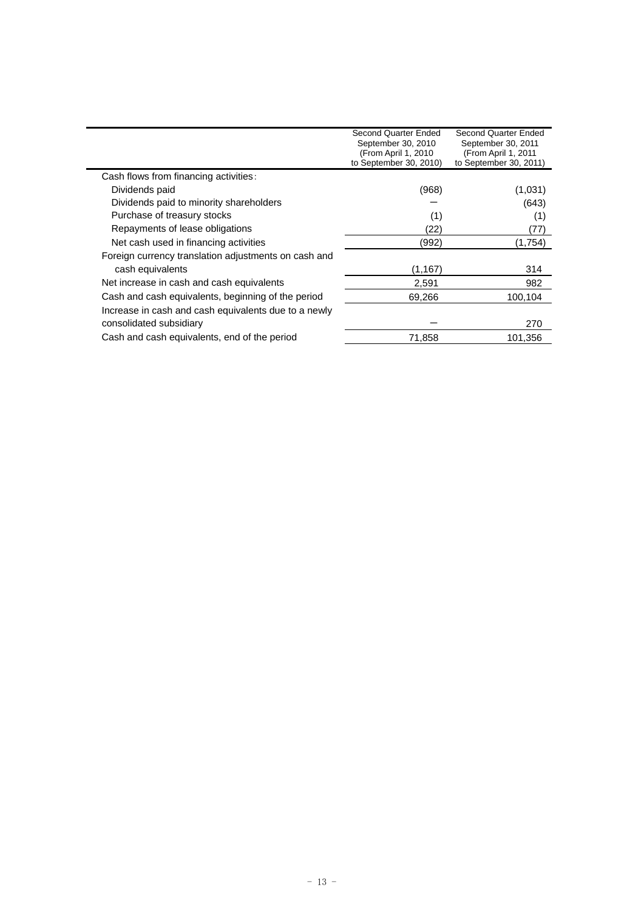| | Second Quarter Ended September 30, 2010 (From April 1, 2010 to September 30, 2010) | Second Quarter Ended September 30, 2011 (From April 1, 2011 to September 30, 2011) |
|---|---|---|
| Cash flows from financing activities: | | |
| Dividends paid | (968) | (1,031) |
| Dividends paid to minority shareholders | − | (643) |
| Purchase of treasury stocks | (1) | (1) |
| Repayments of lease obligations | (22) | (77) |
| Net cash used in financing activities | (992) | (1,754) |
| Foreign currency translation adjustments on cash and cash equivalents | (1,167) | 314 |
| Net increase in cash and cash equivalents | 2,591 | 982 |
| Cash and cash equivalents, beginning of the period | 69,266 | 100,104 |
| Increase in cash and cash equivalents due to a newly consolidated subsidiary | − | 270 |
| Cash and cash equivalents, end of the period | 71,858 | 101,356 |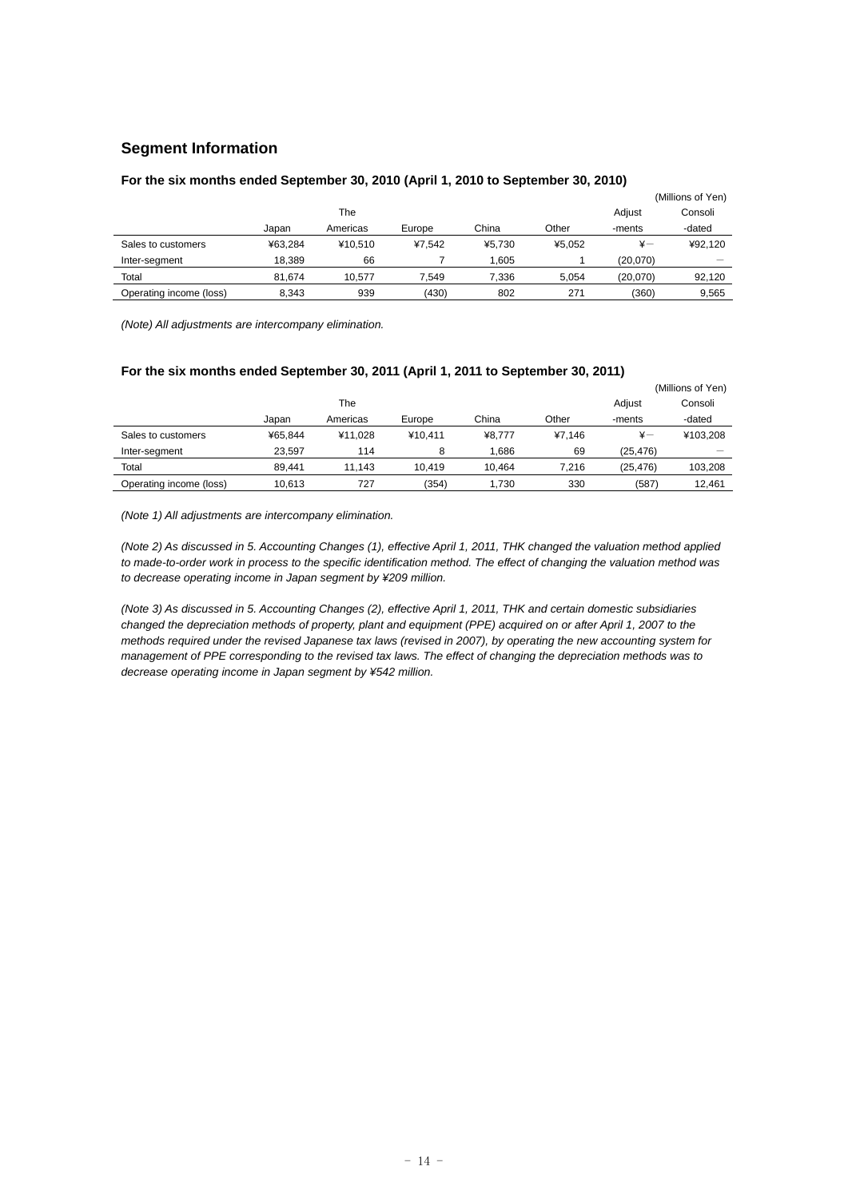## Segment Information

### For the six months ended September 30, 2010 (April 1, 2010 to September 30, 2010)

(Millions of Yen)

| | Japan | The Americas | Europe | China | Other | Adjust -ments | Consoli -dated |
|---|---|---|---|---|---|---|---|
| Sales to customers | ¥63,284 | ¥10,510 | ¥7,542 | ¥5,730 | ¥5,052 | ¥— | ¥92,120 |
| Inter-segment | 18,389 | 66 | 7 | 1,605 | 1 | (20,070) | — |
| Total | 81,674 | 10,577 | 7,549 | 7,336 | 5,054 | (20,070) | 92,120 |
| Operating income (loss) | 8,343 | 939 | (430) | 802 | 271 | (360) | 9,565 |

*(Note) All adjustments are intercompany elimination.*

### For the six months ended September 30, 2011 (April 1, 2011 to September 30, 2011)

(Millions of Yen)

| | Japan | The Americas | Europe | China | Other | Adjust -ments | Consoli -dated |
|---|---|---|---|---|---|---|---|
| Sales to customers | ¥65,844 | ¥11,028 | ¥10,411 | ¥8,777 | ¥7,146 | ¥— | ¥103,208 |
| Inter-segment | 23,597 | 114 | 8 | 1,686 | 69 | (25,476) | — |
| Total | 89,441 | 11,143 | 10,419 | 10,464 | 7,216 | (25,476) | 103,208 |
| Operating income (loss) | 10,613 | 727 | (354) | 1,730 | 330 | (587) | 12,461 |

*(Note 1) All adjustments are intercompany elimination.*

*(Note 2) As discussed in 5. Accounting Changes (1), effective April 1, 2011, THK changed the valuation method applied to made-to-order work in process to the specific identification method. The effect of changing the valuation method was to decrease operating income in Japan segment by ¥209 million.*

*(Note 3) As discussed in 5. Accounting Changes (2), effective April 1, 2011, THK and certain domestic subsidiaries changed the depreciation methods of property, plant and equipment (PPE) acquired on or after April 1, 2007 to the methods required under the revised Japanese tax laws (revised in 2007), by operating the new accounting system for management of PPE corresponding to the revised tax laws. The effect of changing the depreciation methods was to decrease operating income in Japan segment by ¥542 million.*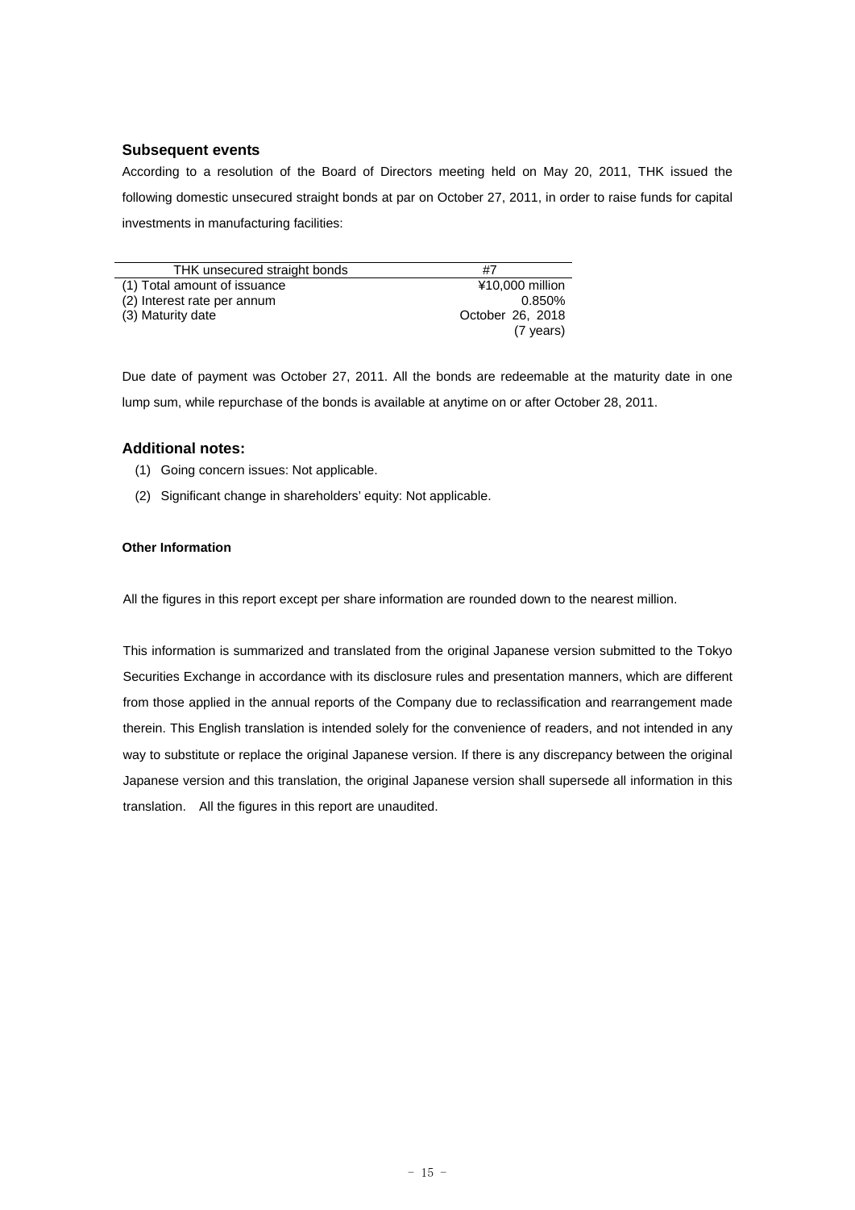## Subsequent events

According to a resolution of the Board of Directors meeting held on May 20, 2011, THK issued the following domestic unsecured straight bonds at par on October 27, 2011, in order to raise funds for capital investments in manufacturing facilities:

| THK unsecured straight bonds | #7 |
|---|---|
| (1) Total amount of issuance | ¥10,000 million |
| (2) Interest rate per annum | 0.850% |
| (3) Maturity date | October 26, 2018 (7 years) |

Due date of payment was October 27, 2011. All the bonds are redeemable at the maturity date in one lump sum, while repurchase of the bonds is available at anytime on or after October 28, 2011.

## Additional notes:

(1) Going concern issues: Not applicable.

(2) Significant change in shareholders' equity: Not applicable.

#### Other Information

All the figures in this report except per share information are rounded down to the nearest million.

This information is summarized and translated from the original Japanese version submitted to the Tokyo Securities Exchange in accordance with its disclosure rules and presentation manners, which are different from those applied in the annual reports of the Company due to reclassification and rearrangement made therein. This English translation is intended solely for the convenience of readers, and not intended in any way to substitute or replace the original Japanese version. If there is any discrepancy between the original Japanese version and this translation, the original Japanese version shall supersede all information in this translation. All the figures in this report are unaudited.